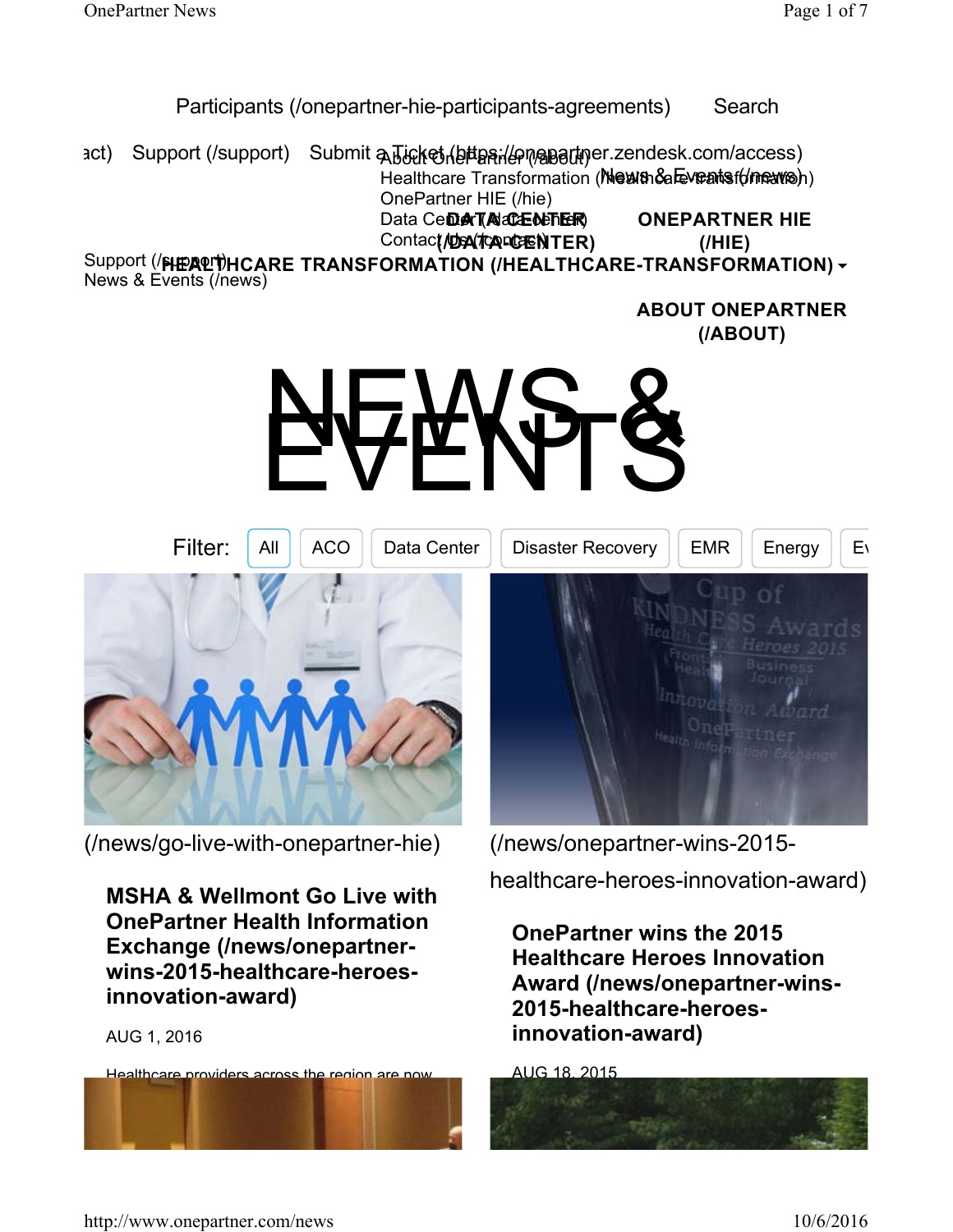Participants (/onepartner-hie-participants-agreements) Search

act) Support (/support) Submit a Ticket (https://onepartner.zendesk.com/access)

About OnePartner (/about)
Healthcare Transformation (/healthcare-transformation)
News & Events (/news)
OnePartner HIE (/hie)
Data Center (/data-center)
Contact Us (/contact)

**DATA CENTER (/DATA-CENTER)** **ONEPARTNER HIE (/HIE)**

Support (/support)
News & Events (/news)

**HEALTHCARE TRANSFORMATION (/HEALTHCARE-TRANSFORMATION)**

**ABOUT ONEPARTNER (/ABOUT)**

# NEWS & EVENTS

Filter: All | ACO | Data Center | Disaster Recovery | EMR | Energy | Ev

(/news/go-live-with-onepartner-hie)

### MSHA & Wellmont Go Live with OnePartner Health Information Exchange (/news/onepartner-wins-2015-healthcare-heroes-innovation-award)

AUG 1, 2016

Healthcare providers across the region are now

(/news/onepartner-wins-2015-healthcare-heroes-innovation-award)

### OnePartner wins the 2015 Healthcare Heroes Innovation Award (/news/onepartner-wins-2015-healthcare-heroes-innovation-award)

AUG 18, 2015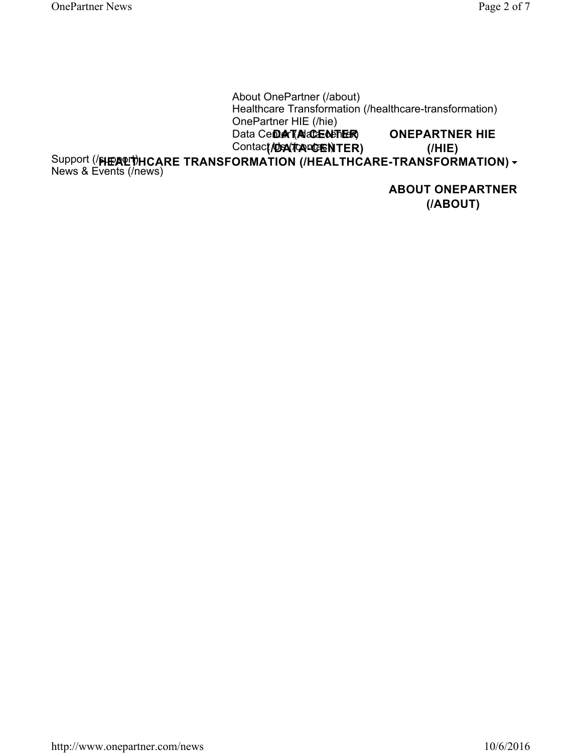About OnePartner (/about)
Healthcare Transformation (/healthcare-transformation)
OnePartner HIE (/hie)
Data Center (/data-center)
Contact Us (/contact)
Support (/support)
News & Events (/news)

**DATA CENTER (/DATA-CENTER)**

**ONEPARTNER HIE (/HIE)**

**HEALTHCARE TRANSFORMATION (/HEALTHCARE-TRANSFORMATION)**

**ABOUT ONEPARTNER (/ABOUT)**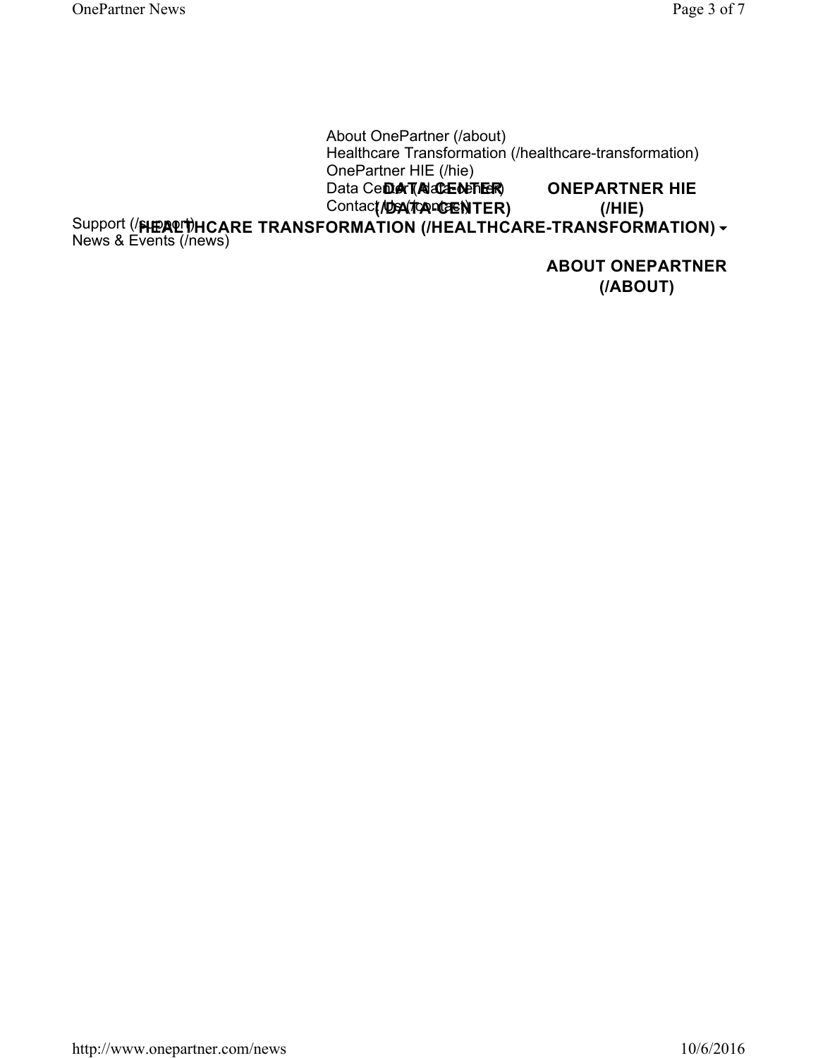About OnePartner (/about)
Healthcare Transformation (/healthcare-transformation)
OnePartner HIE (/hie)
Data Center (/data-center)
Contact Us (/contact)
Support (/support)
News & Events (/news)

**DATA CENTER (/DATA-CENTER)**

**ONEPARTNER HIE (/HIE)**

**HEALTHCARE TRANSFORMATION (/HEALTHCARE-TRANSFORMATION)**

**ABOUT ONEPARTNER (/ABOUT)**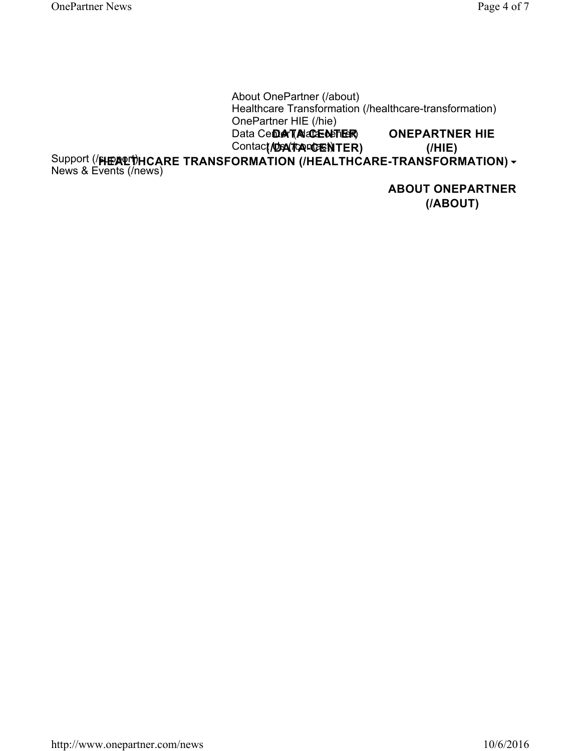About OnePartner (/about)
Healthcare Transformation (/healthcare-transformation)
OnePartner HIE (/hie)
Data Center (/data-center)
Contact Us (/contact)
Support (/support)
News & Events (/news)

**DATA CENTER (/DATA-CENTER)**

**ONEPARTNER HIE (/HIE)**

**HEALTHCARE TRANSFORMATION (/HEALTHCARE-TRANSFORMATION)**

**ABOUT ONEPARTNER (/ABOUT)**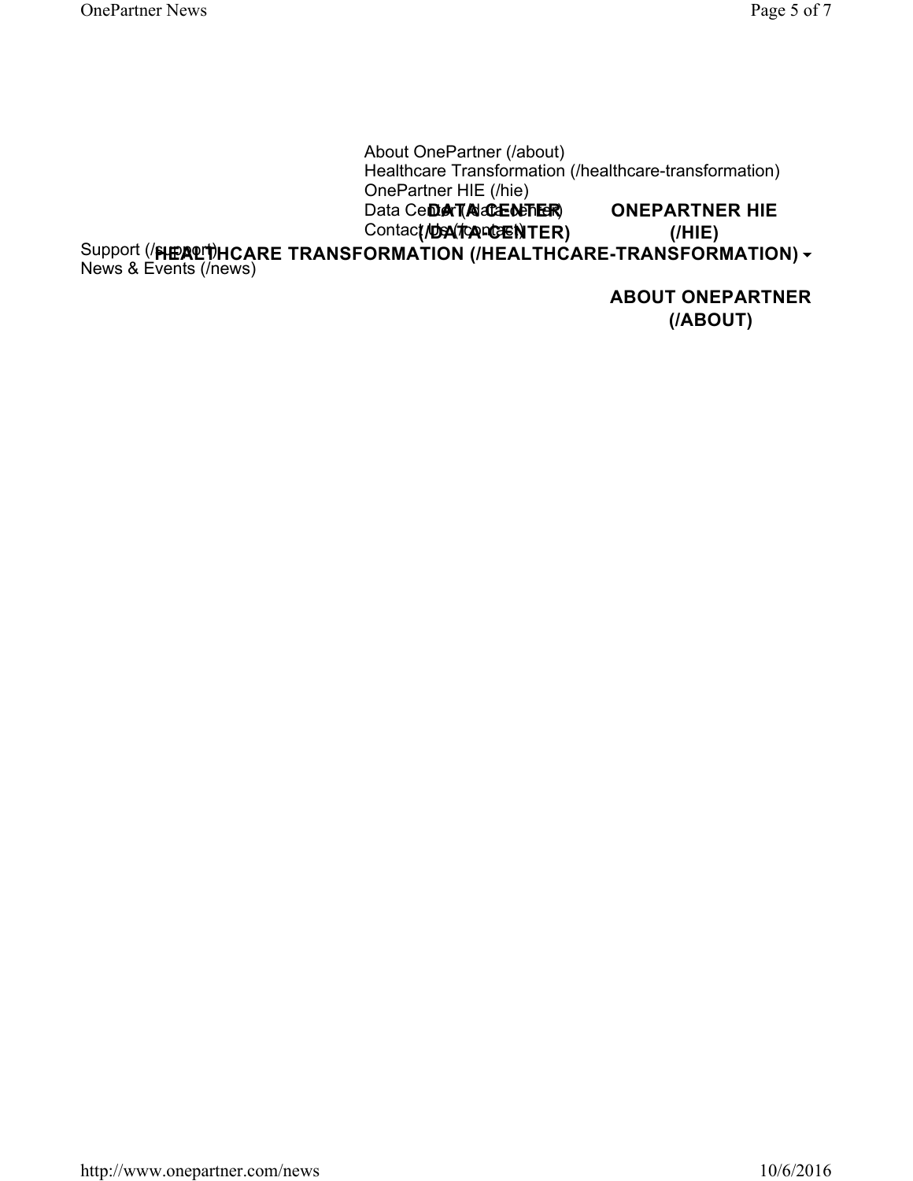About OnePartner (/about)
Healthcare Transformation (/healthcare-transformation)
OnePartner HIE (/hie)
Data Center (/data-center)
Contact Us (/contact)

Support (/support)
News & Events (/news)

**HEALTHCARE TRANSFORMATION (/HEALTHCARE-TRANSFORMATION)**

**DATA CENTER (/DATA-CENTER)**

**ONEPARTNER HIE (/HIE)**

**ABOUT ONEPARTNER (/ABOUT)**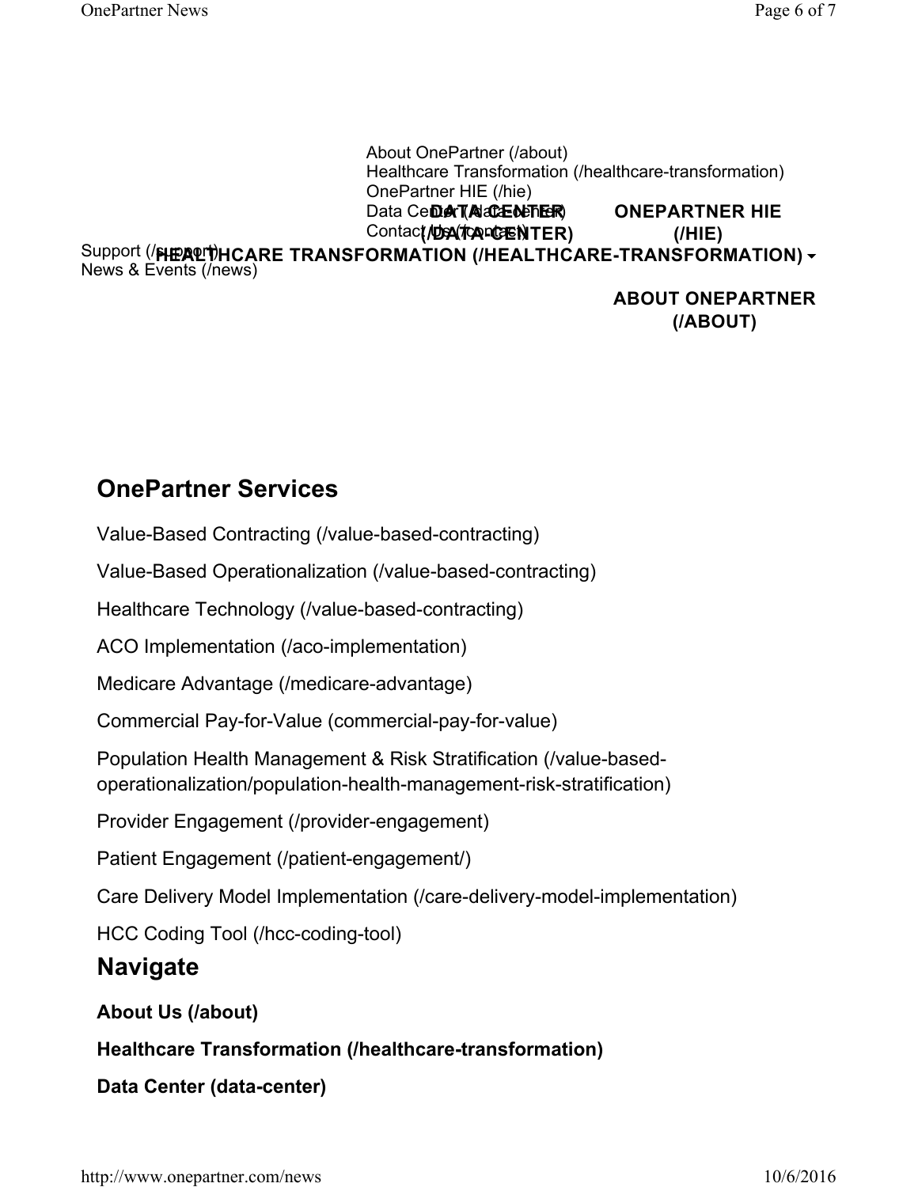About OnePartner (/about)
Healthcare Transformation (/healthcare-transformation)
OnePartner HIE (/hie)
Data Center (/data-center)
Contact Us (/contact)
Support (/support)
News & Events (/news)

**DATA CENTER (/DATA-CENTER)**

**ONEPARTNER HIE (/HIE)**

**HEALTHCARE TRANSFORMATION (/HEALTHCARE-TRANSFORMATION)**

**ABOUT ONEPARTNER (/ABOUT)**

## OnePartner Services

Value-Based Contracting (/value-based-contracting)

Value-Based Operationalization (/value-based-contracting)

Healthcare Technology (/value-based-contracting)

ACO Implementation (/aco-implementation)

Medicare Advantage (/medicare-advantage)

Commercial Pay-for-Value (commercial-pay-for-value)

Population Health Management & Risk Stratification (/value-based-operationalization/population-health-management-risk-stratification)

Provider Engagement (/provider-engagement)

Patient Engagement (/patient-engagement/)

Care Delivery Model Implementation (/care-delivery-model-implementation)

HCC Coding Tool (/hcc-coding-tool)

## Navigate

**About Us (/about)**

**Healthcare Transformation (/healthcare-transformation)**

**Data Center (data-center)**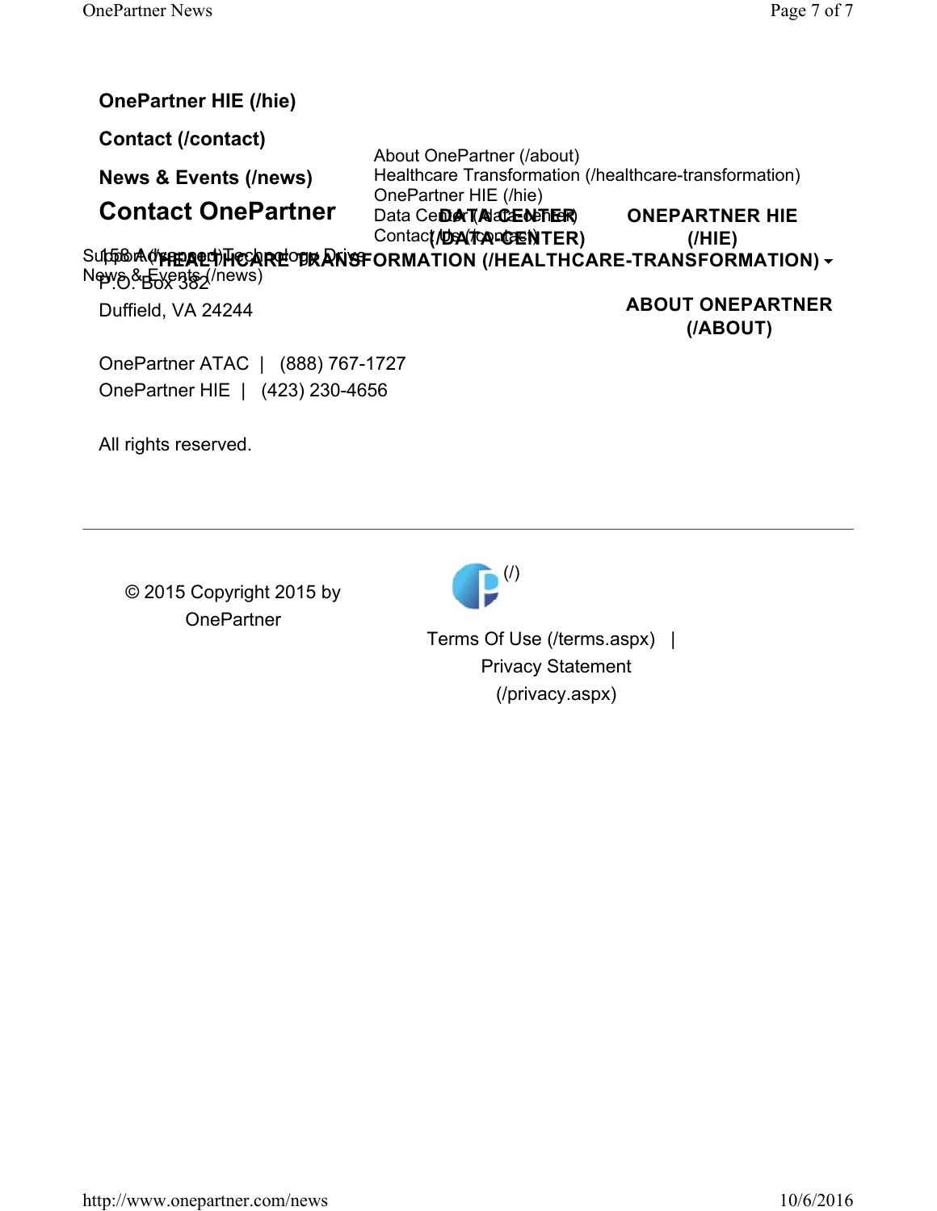**OnePartner HIE (/hie)**

**Contact (/contact)**

**News & Events (/news)**

## Contact OnePartner

158 A Technology Drive
P.O. Box 382
Duffield, VA 24244

OnePartner ATAC | (888) 767-1727
OnePartner HIE | (423) 230-4656

All rights reserved.

About OnePartner (/about)
Healthcare Transformation (/healthcare-transformation)
OnePartner HIE (/hie)
Data Center (/data-center)
Contact Us (/contact)
Support (/support)
News & Events (/news)

**DATA CENTER (/DATA-CENTER)**

**ONEPARTNER HIE (/HIE)**

**HEALTHCARE TRANSFORMATION (/HEALTHCARE-TRANSFORMATION)**

**ABOUT ONEPARTNER (/ABOUT)**

---

© 2015 Copyright 2015 by OnePartner

(/)

Terms Of Use (/terms.aspx) | Privacy Statement (/privacy.aspx)